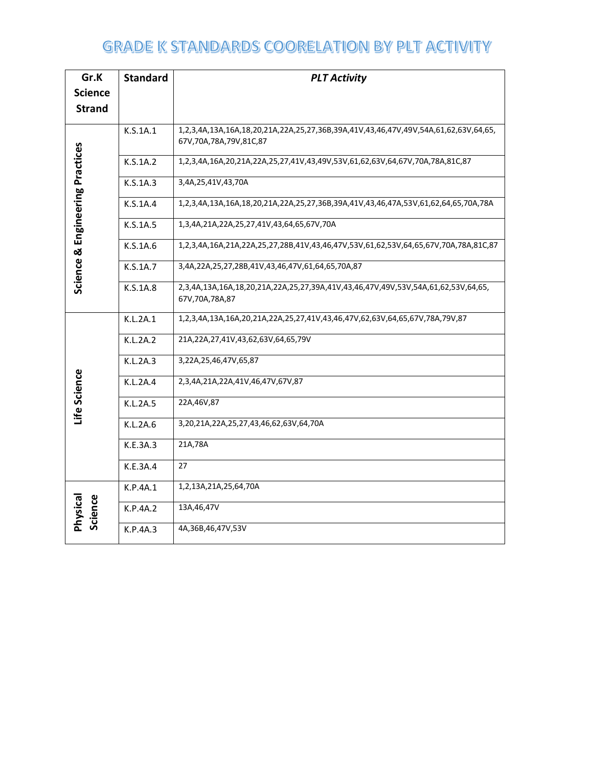# GRADE K STANDARDS COORELATION BY PLT ACTIVITY

| Gr.K Science Strand | Standard | *PLT Activity* |
|---|---|---|
| Science & Engineering Practices | K.S.1A.1 | 1,2,3,4A,13A,16A,18,20,21A,22A,25,27,36B,39A,41V,43,46,47V,49V,54A,61,62,63V,64,65,67V,70A,78A,79V,81C,87 |
| | K.S.1A.2 | 1,2,3,4A,16A,20,21A,22A,25,27,41V,43,49V,53V,61,62,63V,64,67V,70A,78A,81C,87 |
| | K.S.1A.3 | 3,4A,25,41V,43,70A |
| | K.S.1A.4 | 1,2,3,4A,13A,16A,18,20,21A,22A,25,27,36B,39A,41V,43,46,47A,53V,61,62,64,65,70A,78A |
| | K.S.1A.5 | 1,3,4A,21A,22A,25,27,41V,43,64,65,67V,70A |
| | K.S.1A.6 | 1,2,3,4A,16A,21A,22A,25,27,28B,41V,43,46,47V,53V,61,62,53V,64,65,67V,70A,78A,81C,87 |
| | K.S.1A.7 | 3,4A,22A,25,27,28B,41V,43,46,47V,61,64,65,70A,87 |
| | K.S.1A.8 | 2,3,4A,13A,16A,18,20,21A,22A,25,27,39A,41V,43,46,47V,49V,53V,54A,61,62,53V,64,65,67V,70A,78A,87 |
| Life Science | K.L.2A.1 | 1,2,3,4A,13A,16A,20,21A,22A,25,27,41V,43,46,47V,62,63V,64,65,67V,78A,79V,87 |
| | K.L.2A.2 | 21A,22A,27,41V,43,62,63V,64,65,79V |
| | K.L.2A.3 | 3,22A,25,46,47V,65,87 |
| | K.L.2A.4 | 2,3,4A,21A,22A,41V,46,47V,67V,87 |
| | K.L.2A.5 | 22A,46V,87 |
| | K.L.2A.6 | 3,20,21A,22A,25,27,43,46,62,63V,64,70A |
| | K.E.3A.3 | 21A,78A |
| | K.E.3A.4 | 27 |
| Physical Science | K.P.4A.1 | 1,2,13A,21A,25,64,70A |
| | K.P.4A.2 | 13A,46,47V |
| | K.P.4A.3 | 4A,36B,46,47V,53V |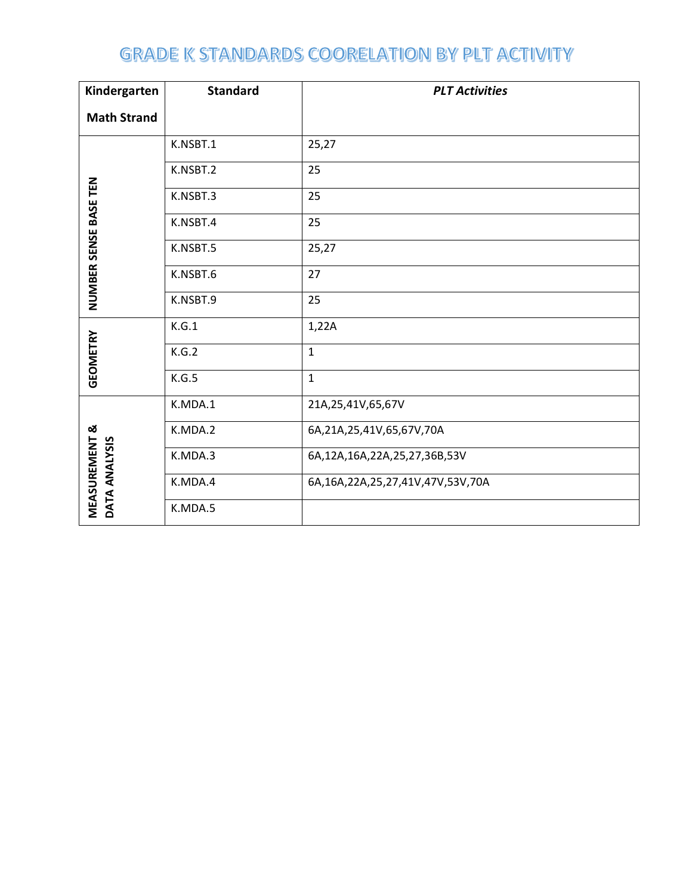# GRADE K STANDARDS COORELATION BY PLT ACTIVITY

| Kindergarten Math Strand | Standard | *PLT Activities* |
|---|---|---|
| NUMBER SENSE BASE TEN | K.NSBT.1 | 25,27 |
| | K.NSBT.2 | 25 |
| | K.NSBT.3 | 25 |
| | K.NSBT.4 | 25 |
| | K.NSBT.5 | 25,27 |
| | K.NSBT.6 | 27 |
| | K.NSBT.9 | 25 |
| GEOMETRY | K.G.1 | 1,22A |
| | K.G.2 | 1 |
| | K.G.5 | 1 |
| MEASUREMENT & DATA ANALYSIS | K.MDA.1 | 21A,25,41V,65,67V |
| | K.MDA.2 | 6A,21A,25,41V,65,67V,70A |
| | K.MDA.3 | 6A,12A,16A,22A,25,27,36B,53V |
| | K.MDA.4 | 6A,16A,22A,25,27,41V,47V,53V,70A |
| | K.MDA.5 | |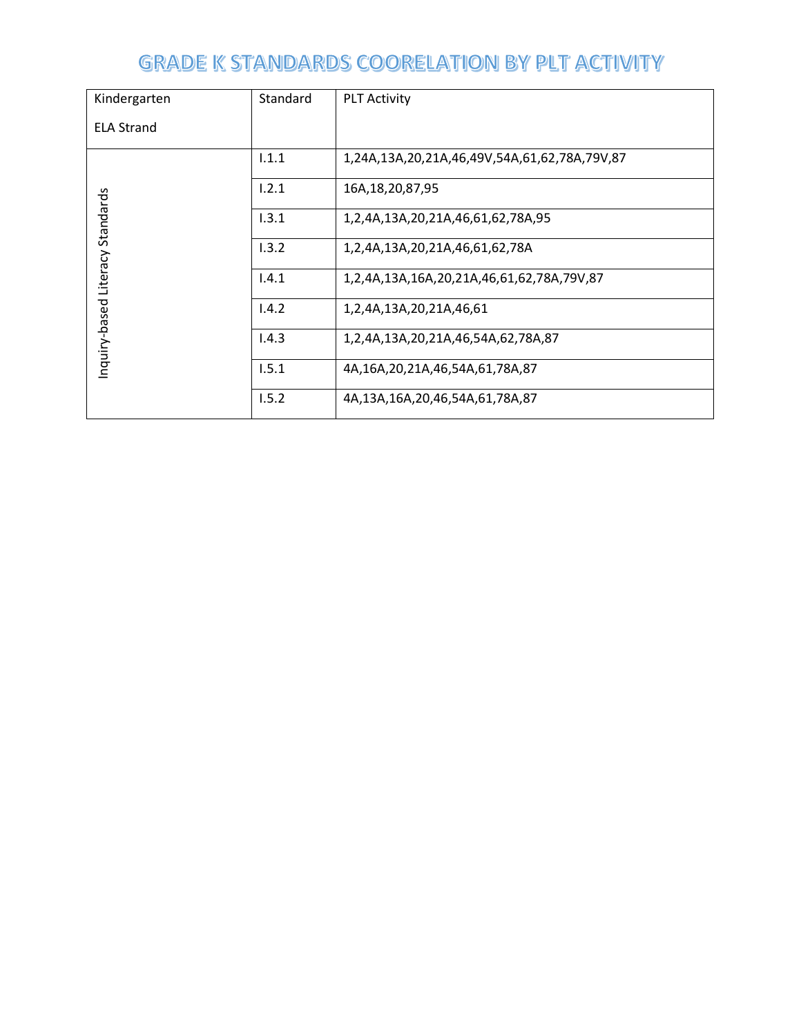# GRADE K STANDARDS COORELATION BY PLT ACTIVITY

| Kindergarten<br><br>ELA Strand | Standard | PLT Activity |
|---|---|---|
| Inquiry-based Literacy Standards | I.1.1 | 1,24A,13A,20,21A,46,49V,54A,61,62,78A,79V,87 |
| | I.2.1 | 16A,18,20,87,95 |
| | I.3.1 | 1,2,4A,13A,20,21A,46,61,62,78A,95 |
| | I.3.2 | 1,2,4A,13A,20,21A,46,61,62,78A |
| | I.4.1 | 1,2,4A,13A,16A,20,21A,46,61,62,78A,79V,87 |
| | I.4.2 | 1,2,4A,13A,20,21A,46,61 |
| | I.4.3 | 1,2,4A,13A,20,21A,46,54A,62,78A,87 |
| | I.5.1 | 4A,16A,20,21A,46,54A,61,78A,87 |
| | I.5.2 | 4A,13A,16A,20,46,54A,61,78A,87 |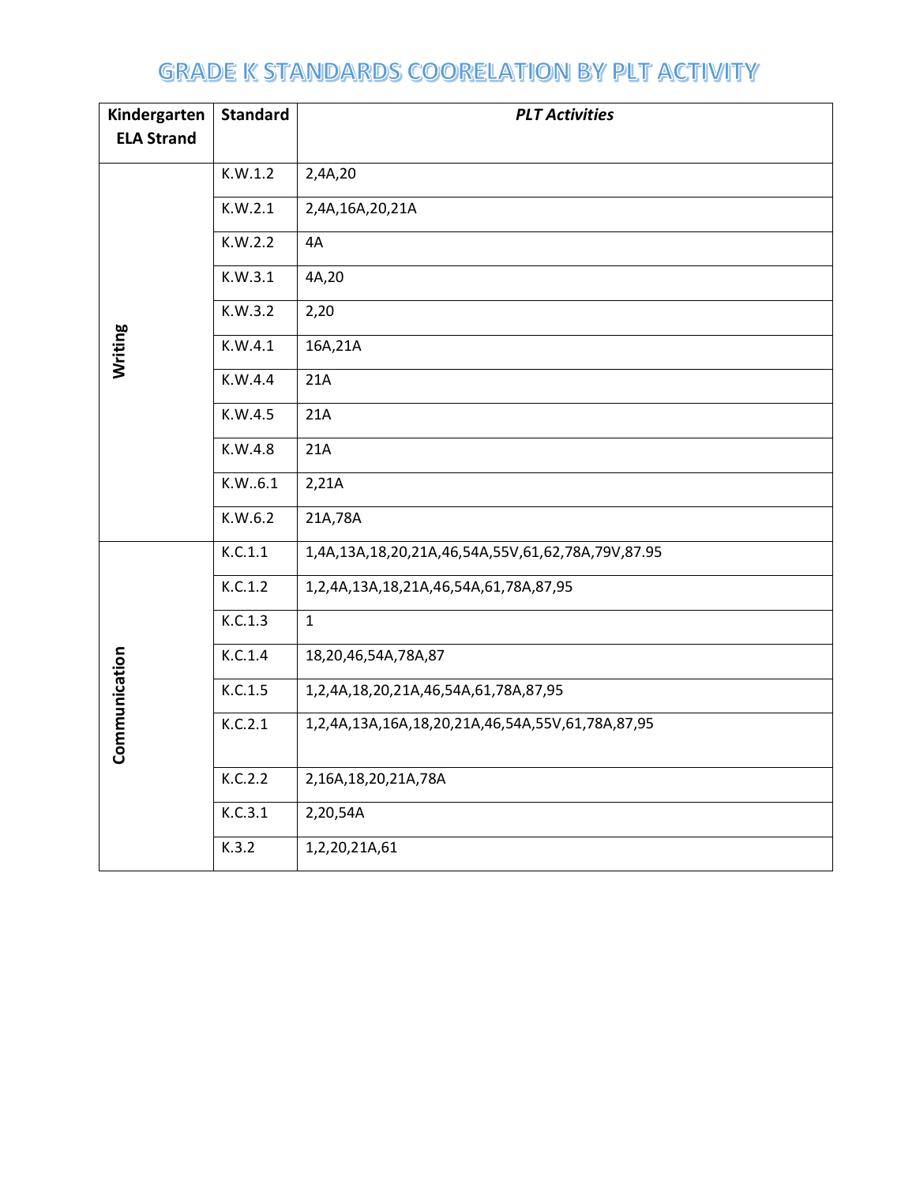# GRADE K STANDARDS COORELATION BY PLT ACTIVITY

| Kindergarten ELA Strand | Standard | *PLT Activities* |
|---|---|---|
| Writing | K.W.1.2 | 2,4A,20 |
| | K.W.2.1 | 2,4A,16A,20,21A |
| | K.W.2.2 | 4A |
| | K.W.3.1 | 4A,20 |
| | K.W.3.2 | 2,20 |
| | K.W.4.1 | 16A,21A |
| | K.W.4.4 | 21A |
| | K.W.4.5 | 21A |
| | K.W.4.8 | 21A |
| | K.W..6.1 | 2,21A |
| | K.W.6.2 | 21A,78A |
| Communication | K.C.1.1 | 1,4A,13A,18,20,21A,46,54A,55V,61,62,78A,79V,87.95 |
| | K.C.1.2 | 1,2,4A,13A,18,21A,46,54A,61,78A,87,95 |
| | K.C.1.3 | 1 |
| | K.C.1.4 | 18,20,46,54A,78A,87 |
| | K.C.1.5 | 1,2,4A,18,20,21A,46,54A,61,78A,87,95 |
| | K.C.2.1 | 1,2,4A,13A,16A,18,20,21A,46,54A,55V,61,78A,87,95 |
| | K.C.2.2 | 2,16A,18,20,21A,78A |
| | K.C.3.1 | 2,20,54A |
| | K.3.2 | 1,2,20,21A,61 |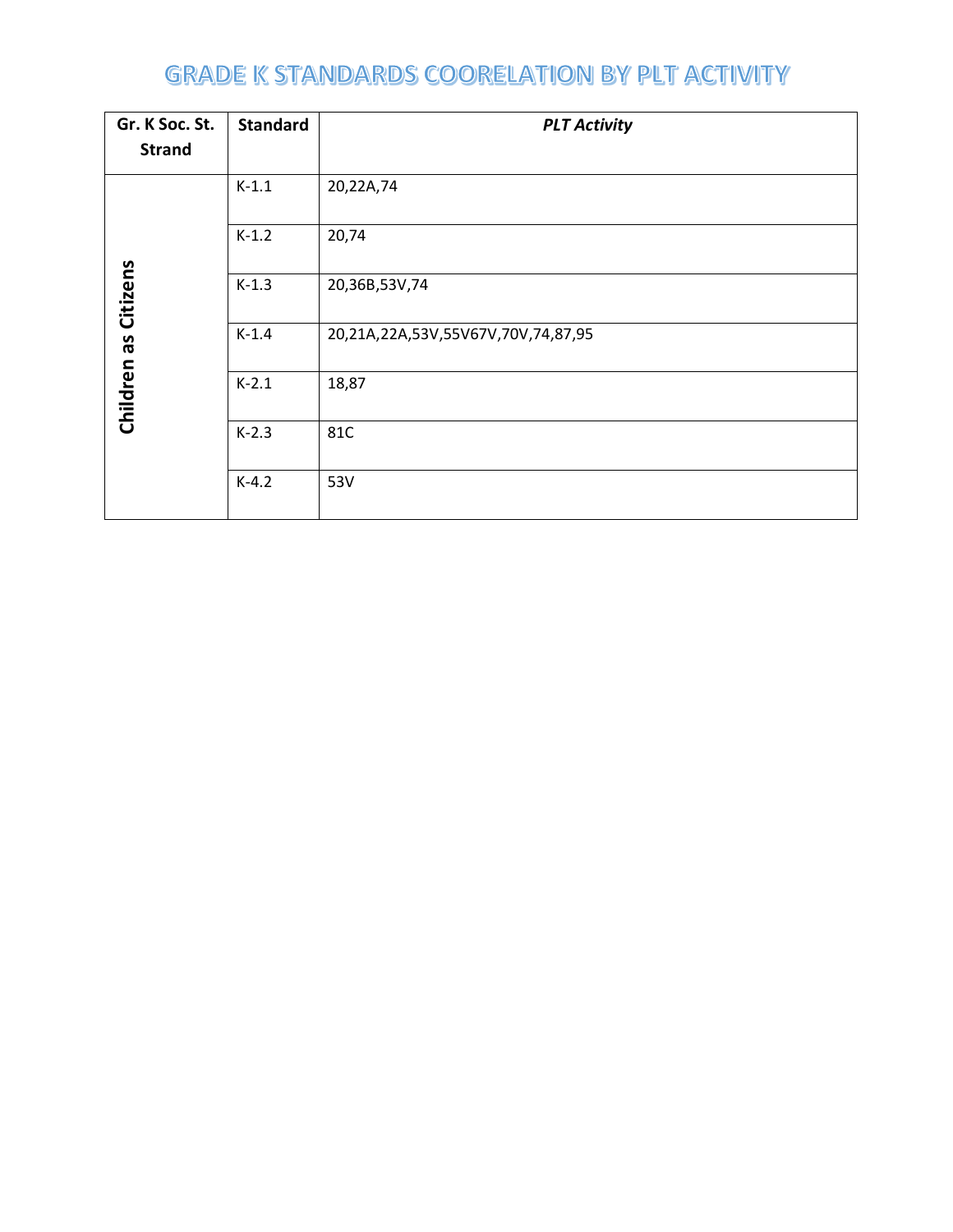# GRADE K STANDARDS COORELATION BY PLT ACTIVITY

| Gr. K Soc. St. Strand | Standard | *PLT Activity* |
|---|---|---|
| **Children as Citizens** | K-1.1 | 20,22A,74 |
| | K-1.2 | 20,74 |
| | K-1.3 | 20,36B,53V,74 |
| | K-1.4 | 20,21A,22A,53V,55V67V,70V,74,87,95 |
| | K-2.1 | 18,87 |
| | K-2.3 | 81C |
| | K-4.2 | 53V |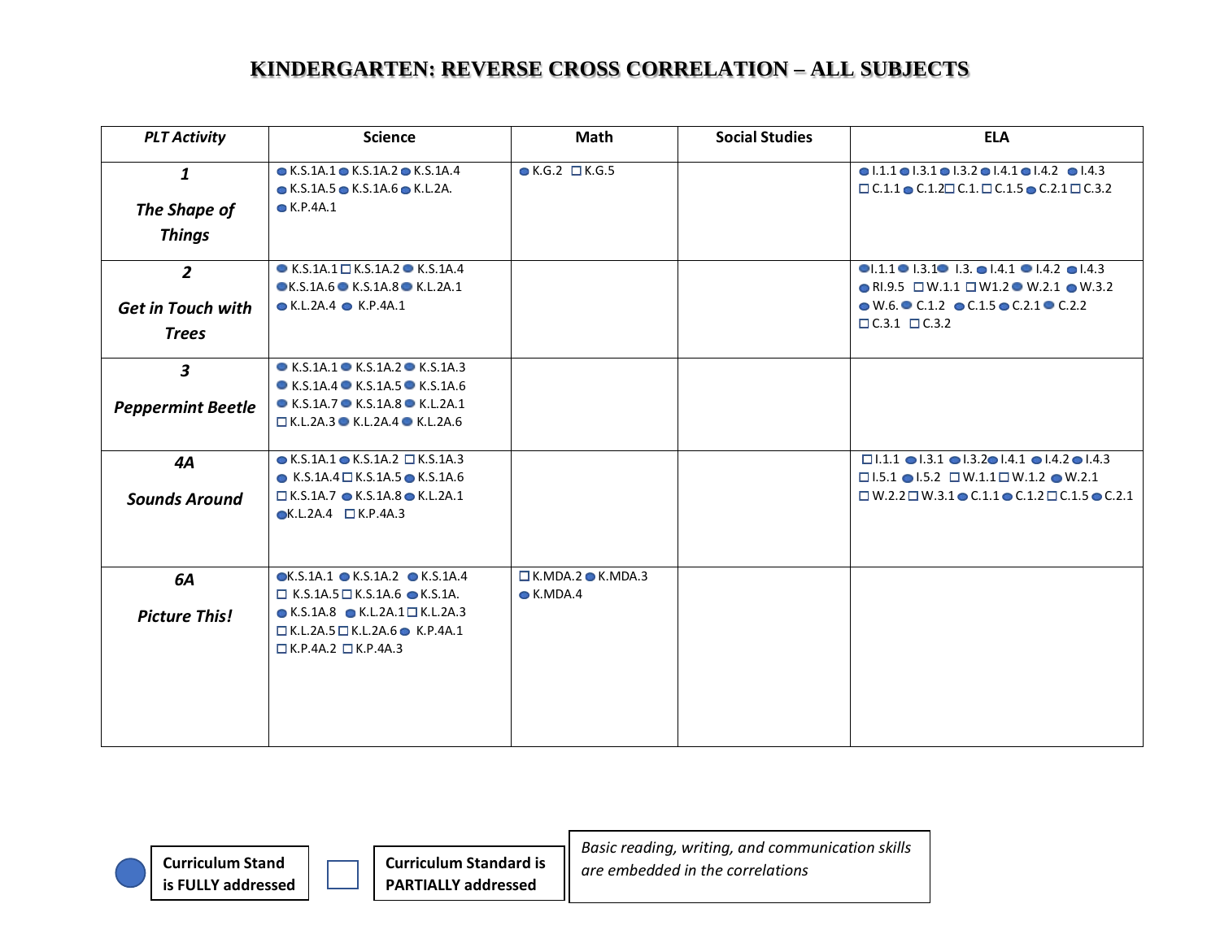# KINDERGARTEN: REVERSE CROSS CORRELATION – ALL SUBJECTS

| *PLT Activity* | Science | Math | Social Studies | ELA |
|---|---|---|---|---|
| ***1*** ***The Shape of Things*** | ● K.S.1A.1 ● K.S.1A.2 ● K.S.1A.4 ● K.S.1A.5 ● K.S.1A.6 ● K.L.2A. ● K.P.4A.1 | ● K.G.2 ☐ K.G.5 | | ● I.1.1 ● I.3.1 ● I.3.2 ● I.4.1 ● I.4.2 ● I.4.3 ☐ C.1.1 ● C.1.2 ☐ C.1. ☐ C.1.5 ● C.2.1 ☐ C.3.2 |
| ***2*** ***Get in Touch with Trees*** | ● K.S.1A.1 ☐ K.S.1A.2 ● K.S.1A.4 ● K.S.1A.6 ● K.S.1A.8 ● K.L.2A.1 ● K.L.2A.4 ● K.P.4A.1 | | | ● I.1.1 ● I.3.1 ● I.3. ● I.4.1 ● I.4.2 ● I.4.3 ● RI.9.5 ☐ W.1.1 ☐ W1.2 ● W.2.1 ● W.3.2 ● W.6. ● C.1.2 ● C.1.5 ● C.2.1 ● C.2.2 ☐ C.3.1 ☐ C.3.2 |
| ***3*** ***Peppermint Beetle*** | ● K.S.1A.1 ● K.S.1A.2 ● K.S.1A.3 ● K.S.1A.4 ● K.S.1A.5 ● K.S.1A.6 ● K.S.1A.7 ● K.S.1A.8 ● K.L.2A.1 ☐ K.L.2A.3 ● K.L.2A.4 ● K.L.2A.6 | | | |
| ***4A*** ***Sounds Around*** | ● K.S.1A.1 ● K.S.1A.2 ☐ K.S.1A.3 ● K.S.1A.4 ☐ K.S.1A.5 ● K.S.1A.6 ☐ K.S.1A.7 ● K.S.1A.8 ● K.L.2A.1 ● K.L.2A.4 ☐ K.P.4A.3 | | | ☐ I.1.1 ● I.3.1 ● I.3.2 ● I.4.1 ● I.4.2 ● I.4.3 ☐ I.5.1 ● I.5.2 ☐ W.1.1 ☐ W.1.2 ● W.2.1 ☐ W.2.2 ☐ W.3.1 ● C.1.1 ● C.1.2 ☐ C.1.5 ● C.2.1 |
| ***6A*** ***Picture This!*** | ● K.S.1A.1 ● K.S.1A.2 ● K.S.1A.4 ☐ K.S.1A.5 ☐ K.S.1A.6 ● K.S.1A. ● K.S.1A.8 ● K.L.2A.1 ☐ K.L.2A.3 ☐ K.L.2A.5 ☐ K.L.2A.6 ● K.P.4A.1 ☐ K.P.4A.2 ☐ K.P.4A.3 | ☐ K.MDA.2 ● K.MDA.3 ● K.MDA.4 | | |

● **Curriculum Stand is FULLY addressed**  ☐ **Curriculum Standard is PARTIALLY addressed**

*Basic reading, writing, and communication skills are embedded in the correlations*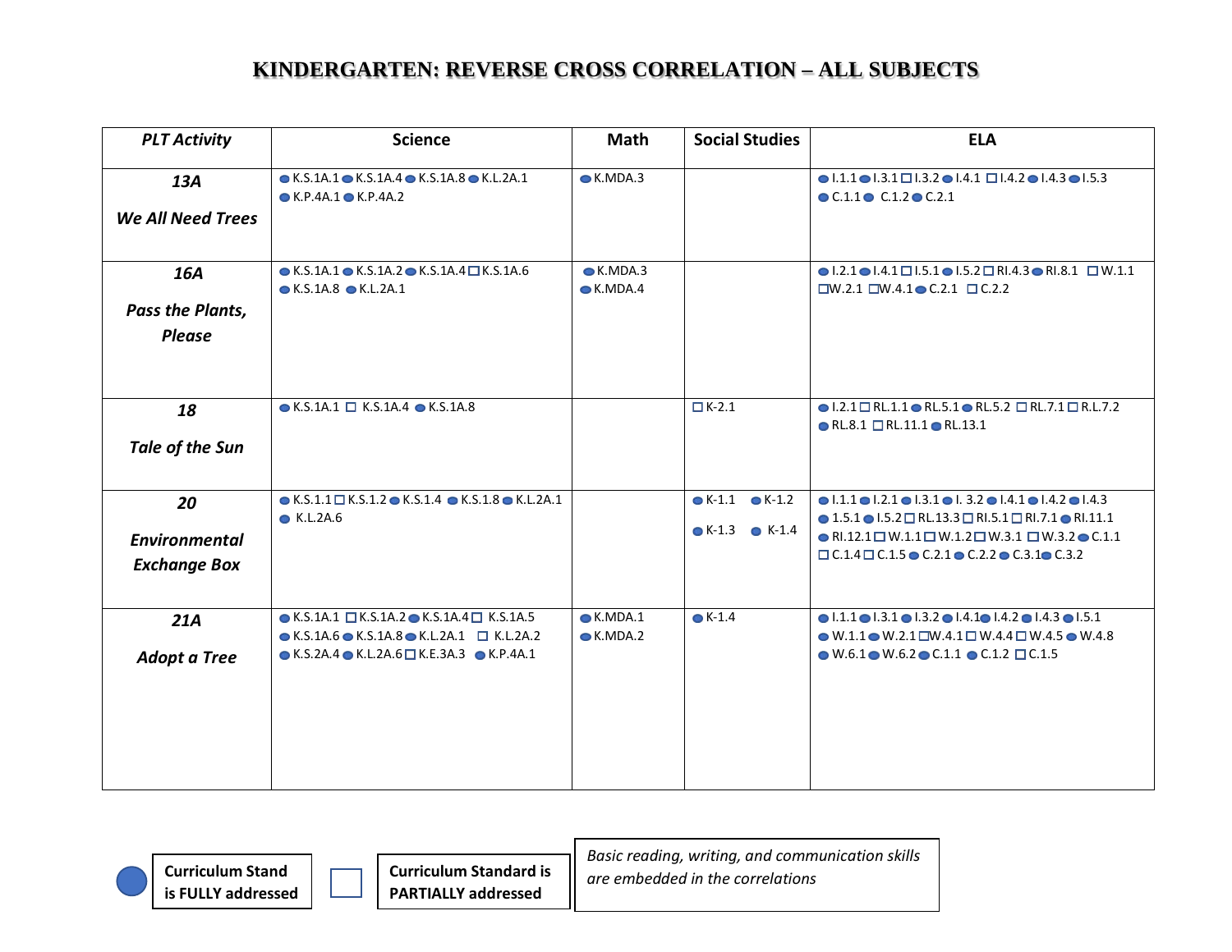# KINDERGARTEN: REVERSE CROSS CORRELATION – ALL SUBJECTS

| PLT Activity | Science | Math | Social Studies | ELA |
|---|---|---|---|---|
| ***13A*** ***We All Need Trees*** | ● K.S.1A.1 ● K.S.1A.4 ● K.S.1A.8 ● K.L.2A.1 ● K.P.4A.1 ● K.P.4A.2 | ● K.MDA.3 | | ● I.1.1 ● I.3.1 □ I.3.2 ● I.4.1 □ I.4.2 ● I.4.3 ● I.5.3 ● C.1.1 ● C.1.2 ● C.2.1 |
| ***16A*** ***Pass the Plants, Please*** | ● K.S.1A.1 ● K.S.1A.2 ● K.S.1A.4 □ K.S.1A.6 ● K.S.1A.8 ● K.L.2A.1 | ● K.MDA.3 ● K.MDA.4 | | ● I.2.1 ● I.4.1 □ I.5.1 ● I.5.2 □ RI.4.3 ● RI.8.1 □ W.1.1 □ W.2.1 □ W.4.1 ● C.2.1 □ C.2.2 |
| ***18*** ***Tale of the Sun*** | ● K.S.1A.1 □ K.S.1A.4 ● K.S.1A.8 | | □ K-2.1 | ● I.2.1 □ RL.1.1 ● RL.5.1 ● RL.5.2 □ RL.7.1 □ R.L.7.2 ● RL.8.1 □ RL.11.1 ● RL.13.1 |
| ***20*** ***Environmental Exchange Box*** | ● K.S.1.1 □ K.S.1.2 ● K.S.1.4 ● K.S.1.8 ● K.L.2A.1 ● K.L.2A.6 | | ● K-1.1 ● K-1.2 ● K-1.3 ● K-1.4 | ● I.1.1 ● I.2.1 ● I.3.1 ● I. 3.2 ● I.4.1 ● I.4.2 ● I.4.3 ● 1.5.1 ● I.5.2 □ RL.13.3 □ RI.5.1 □ RI.7.1 ● RI.11.1 ● RI.12.1 □ W.1.1 □ W.1.2 □ W.3.1 □ W.3.2 ● C.1.1 □ C.1.4 □ C.1.5 ● C.2.1 ● C.2.2 ● C.3.1 ● C.3.2 |
| ***21A*** ***Adopt a Tree*** | ● K.S.1A.1 □ K.S.1A.2 ● K.S.1A.4 □ K.S.1A.5 ● K.S.1A.6 ● K.S.1A.8 ● K.L.2A.1 □ K.L.2A.2 ● K.S.2A.4 ● K.L.2A.6 □ K.E.3A.3 ● K.P.4A.1 | ● K.MDA.1 ● K.MDA.2 | ● K-1.4 | ● I.1.1 ● I.3.1 ● I.3.2 ● I.4.1 ● I.4.2 ● I.4.3 ● I.5.1 ● W.1.1 ● W.2.1 □ W.4.1 □ W.4.4 □ W.4.5 ● W.4.8 ● W.6.1 ● W.6.2 ● C.1.1 ● C.1.2 □ C.1.5 |

● **Curriculum Stand is FULLY addressed**

□ **Curriculum Standard is PARTIALLY addressed**

*Basic reading, writing, and communication skills are embedded in the correlations*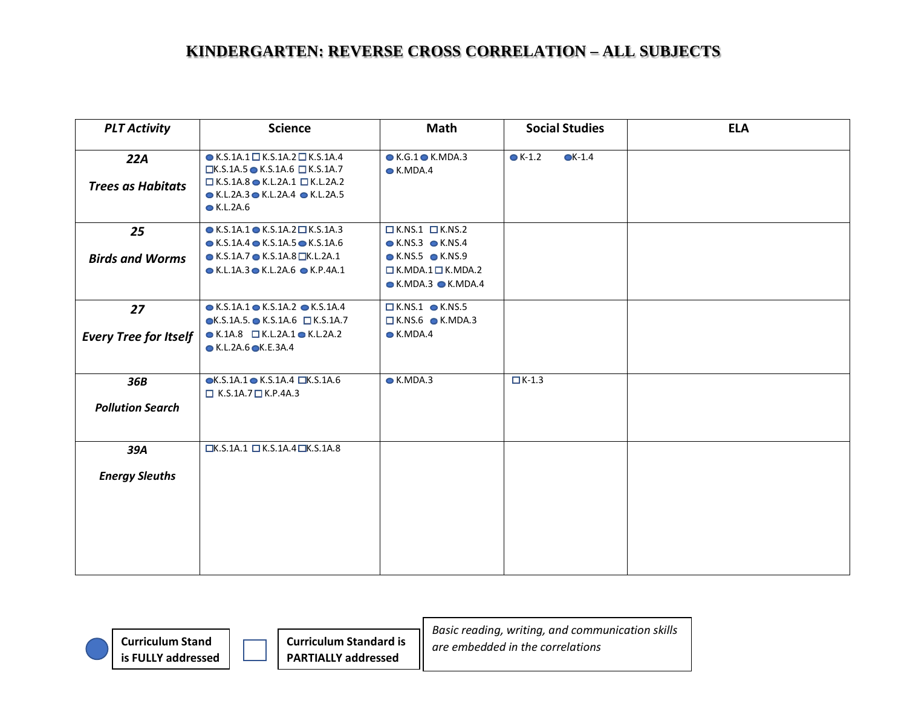# KINDERGARTEN: REVERSE CROSS CORRELATION – ALL SUBJECTS

| *PLT Activity* | Science | Math | Social Studies | ELA |
|---|---|---|---|---|
| ***22A*** ***Trees as Habitats*** | ● K.S.1A.1 ☐ K.S.1A.2 ☐ K.S.1A.4 ☐ K.S.1A.5 ● K.S.1A.6 ☐ K.S.1A.7 ☐ K.S.1A.8 ● K.L.2A.1 ☐ K.L.2A.2 ● K.L.2A.3 ● K.L.2A.4 ● K.L.2A.5 ● K.L.2A.6 | ● K.G.1 ● K.MDA.3 ● K.MDA.4 | ● K-1.2 ● K-1.4 | |
| ***25*** ***Birds and Worms*** | ● K.S.1A.1 ● K.S.1A.2 ☐ K.S.1A.3 ● K.S.1A.4 ● K.S.1A.5 ● K.S.1A.6 ● K.S.1A.7 ● K.S.1A.8 ☐ K.L.2A.1 ● K.L.1A.3 ● K.L.2A.6 ● K.P.4A.1 | ☐ K.NS.1 ☐ K.NS.2 ● K.NS.3 ● K.NS.4 ● K.NS.5 ● K.NS.9 ☐ K.MDA.1 ☐ K.MDA.2 ● K.MDA.3 ● K.MDA.4 | | |
| ***27*** ***Every Tree for Itself*** | ● K.S.1A.1 ● K.S.1A.2 ● K.S.1A.4 ● K.S.1A.5. ● K.S.1A.6 ☐ K.S.1A.7 ● K.1A.8 ☐ K.L.2A.1 ● K.L.2A.2 ● K.L.2A.6 ● K.E.3A.4 | ☐ K.NS.1 ● K.NS.5 ☐ K.NS.6 ● K.MDA.3 ● K.MDA.4 | | |
| ***36B*** ***Pollution Search*** | ● K.S.1A.1 ● K.S.1A.4 ☐ K.S.1A.6 ☐ K.S.1A.7 ☐ K.P.4A.3 | ● K.MDA.3 | ☐ K-1.3 | |
| ***39A*** ***Energy Sleuths*** | ☐ K.S.1A.1 ☐ K.S.1A.4 ☐ K.S.1A.8 | | | |

● **Curriculum Stand is FULLY addressed**

☐ **Curriculum Standard is PARTIALLY addressed**

*Basic reading, writing, and communication skills are embedded in the correlations*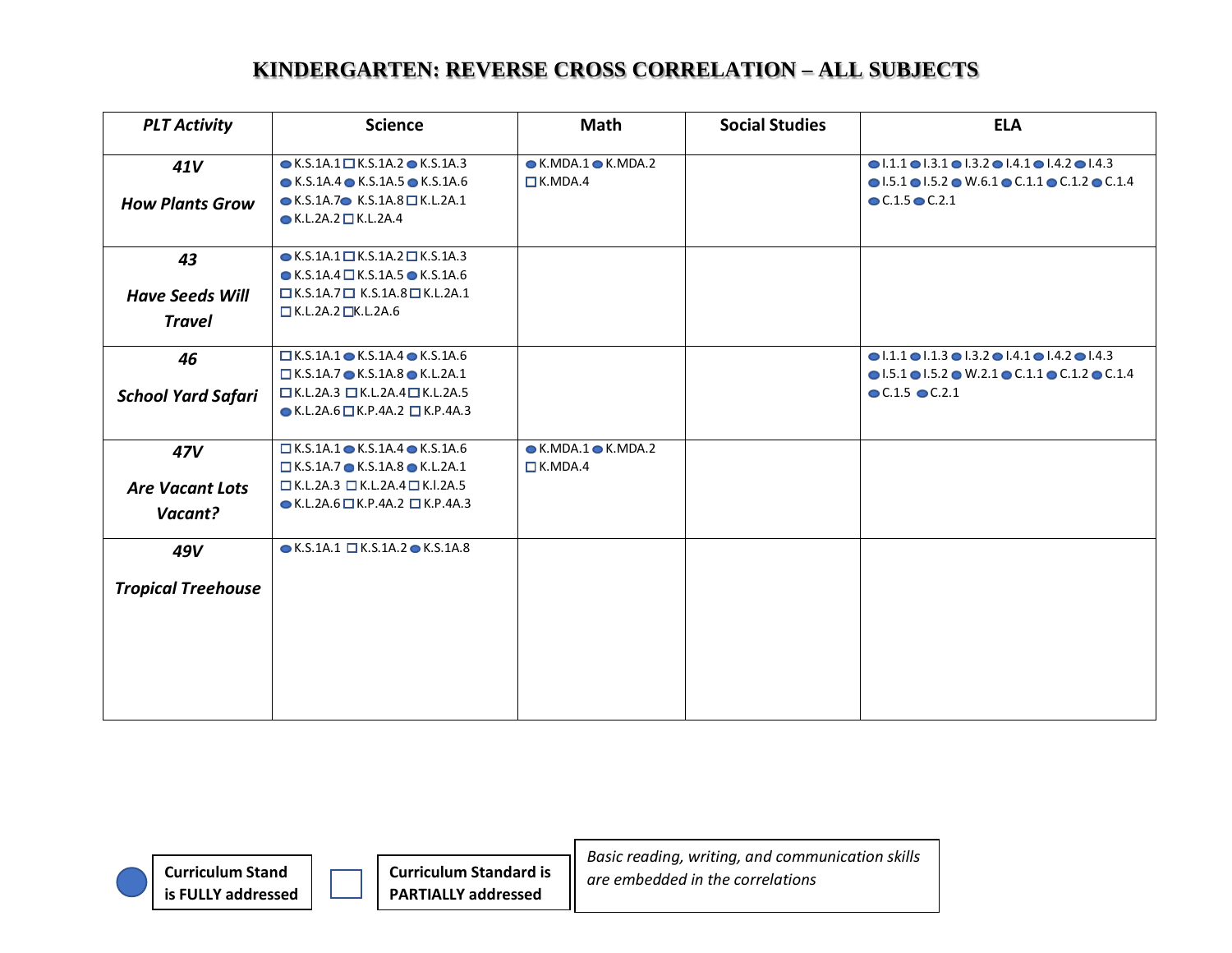# KINDERGARTEN: REVERSE CROSS CORRELATION – ALL SUBJECTS

| *PLT Activity* | Science | Math | Social Studies | ELA |
|---|---|---|---|---|
| ***41V*** ***How Plants Grow*** | ● K.S.1A.1 □ K.S.1A.2 ● K.S.1A.3 ● K.S.1A.4 ● K.S.1A.5 ● K.S.1A.6 ● K.S.1A.7 ● K.S.1A.8 □ K.L.2A.1 ● K.L.2A.2 □ K.L.2A.4 | ● K.MDA.1 ● K.MDA.2 □ K.MDA.4 | | ● I.1.1 ● I.3.1 ● I.3.2 ● I.4.1 ● I.4.2 ● I.4.3 ● I.5.1 ● I.5.2 ● W.6.1 ● C.1.1 ● C.1.2 ● C.1.4 ● C.1.5 ● C.2.1 |
| ***43*** ***Have Seeds Will Travel*** | ● K.S.1A.1 □ K.S.1A.2 □ K.S.1A.3 ● K.S.1A.4 □ K.S.1A.5 ● K.S.1A.6 □ K.S.1A.7 □ K.S.1A.8 □ K.L.2A.1 □ K.L.2A.2 □ K.L.2A.6 | | | |
| ***46*** ***School Yard Safari*** | □ K.S.1A.1 ● K.S.1A.4 ● K.S.1A.6 □ K.S.1A.7 ● K.S.1A.8 ● K.L.2A.1 □ K.L.2A.3 □ K.L.2A.4 □ K.L.2A.5 ● K.L.2A.6 □ K.P.4A.2 □ K.P.4A.3 | | | ● I.1.1 ● I.1.3 ● I.3.2 ● I.4.1 ● I.4.2 ● I.4.3 ● I.5.1 ● I.5.2 ● W.2.1 ● C.1.1 ● C.1.2 ● C.1.4 ● C.1.5 ● C.2.1 |
| ***47V*** ***Are Vacant Lots Vacant?*** | □ K.S.1A.1 ● K.S.1A.4 ● K.S.1A.6 □ K.S.1A.7 ● K.S.1A.8 ● K.L.2A.1 □ K.L.2A.3 □ K.L.2A.4 □ K.I.2A.5 ● K.L.2A.6 □ K.P.4A.2 □ K.P.4A.3 | ● K.MDA.1 ● K.MDA.2 □ K.MDA.4 | | |
| ***49V*** ***Tropical Treehouse*** | ● K.S.1A.1 □ K.S.1A.2 ● K.S.1A.8 | | | |

● **Curriculum Stand is FULLY addressed**

□ **Curriculum Standard is PARTIALLY addressed**

*Basic reading, writing, and communication skills are embedded in the correlations*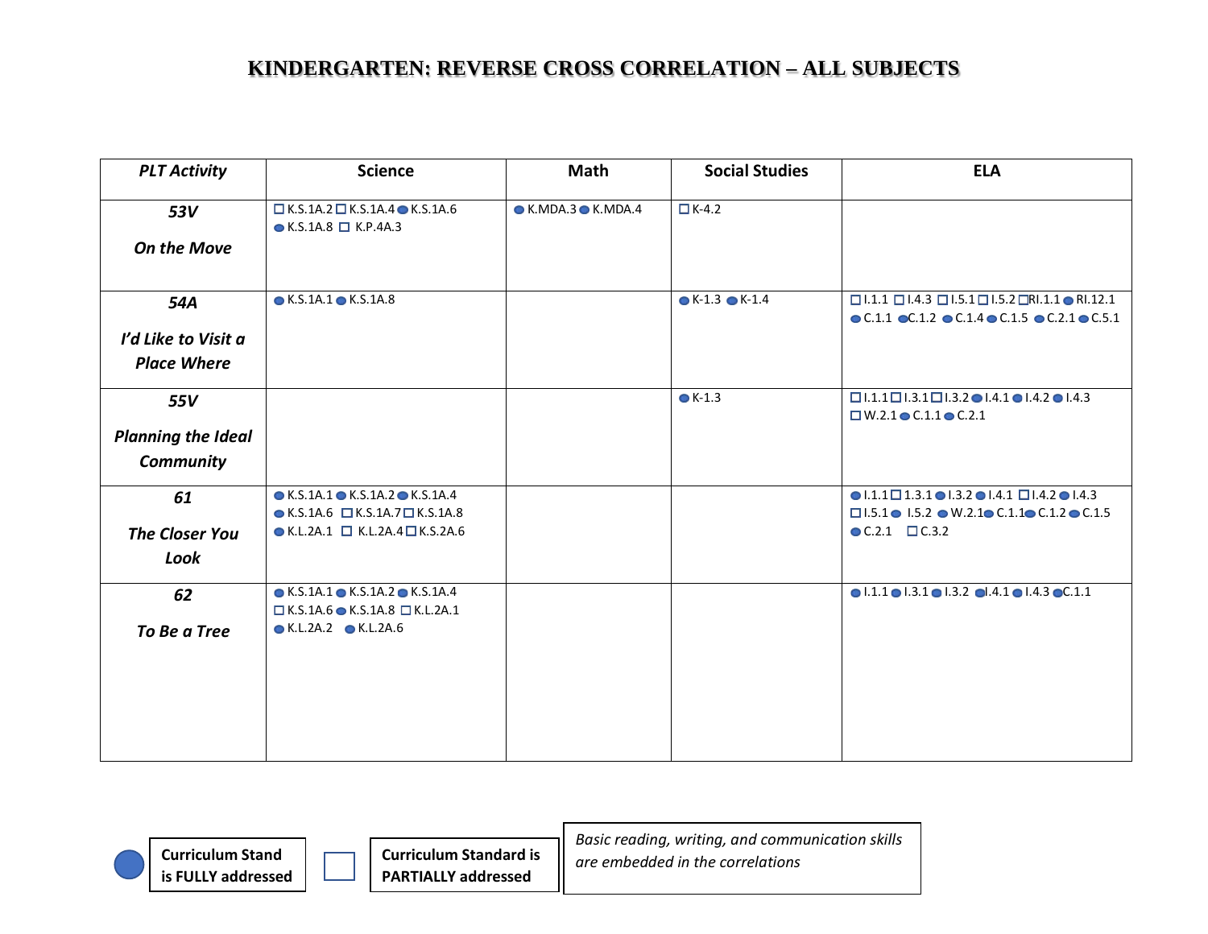# KINDERGARTEN: REVERSE CROSS CORRELATION – ALL SUBJECTS

| *PLT Activity* | Science | Math | Social Studies | ELA |
|---|---|---|---|---|
| ***53V*** ***On the Move*** | ☐ K.S.1A.2 ☐ K.S.1A.4 ● K.S.1A.6 ● K.S.1A.8 ☐ K.P.4A.3 | ● K.MDA.3 ● K.MDA.4 | ☐ K-4.2 | |
| ***54A*** ***I'd Like to Visit a Place Where*** | ● K.S.1A.1 ● K.S.1A.8 | | ● K-1.3 ● K-1.4 | ☐ I.1.1 ☐ I.4.3 ☐ I.5.1 ☐ I.5.2 ☐ RI.1.1 ● RI.12.1 ● C.1.1 ● C.1.2 ● C.1.4 ● C.1.5 ● C.2.1 ● C.5.1 |
| ***55V*** ***Planning the Ideal Community*** | | | ● K-1.3 | ☐ I.1.1 ☐ I.3.1 ☐ I.3.2 ● I.4.1 ● I.4.2 ● I.4.3 ☐ W.2.1 ● C.1.1 ● C.2.1 |
| ***61*** ***The Closer You Look*** | ● K.S.1A.1 ● K.S.1A.2 ● K.S.1A.4 ● K.S.1A.6 ☐ K.S.1A.7 ☐ K.S.1A.8 ● K.L.2A.1 ☐ K.L.2A.4 ☐ K.S.2A.6 | | | ● I.1.1 ☐ 1.3.1 ● I.3.2 ● I.4.1 ☐ I.4.2 ● I.4.3 ☐ I.5.1 ● I.5.2 ● W.2.1 ● C.1.1 ● C.1.2 ● C.1.5 ● C.2.1 ☐ C.3.2 |
| ***62*** ***To Be a Tree*** | ● K.S.1A.1 ● K.S.1A.2 ● K.S.1A.4 ☐ K.S.1A.6 ● K.S.1A.8 ☐ K.L.2A.1 ● K.L.2A.2 ● K.L.2A.6 | | | ● I.1.1 ● I.3.1 ● I.3.2 ● I.4.1 ● I.4.3 ● C.1.1 |

● **Curriculum Stand is FULLY addressed**

☐ **Curriculum Standard is PARTIALLY addressed**

*Basic reading, writing, and communication skills are embedded in the correlations*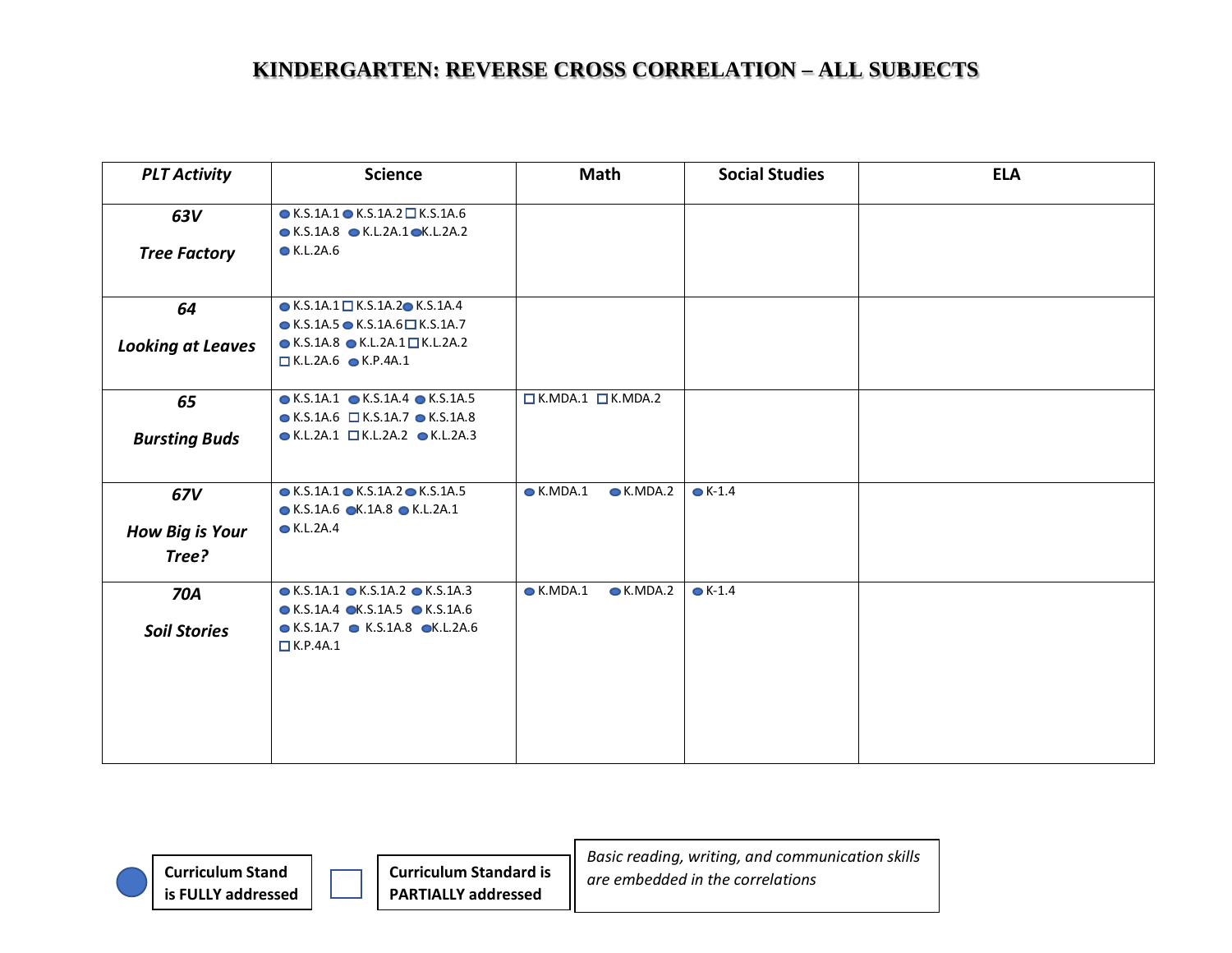# KINDERGARTEN: REVERSE CROSS CORRELATION – ALL SUBJECTS

| *PLT Activity* | Science | Math | Social Studies | ELA |
|---|---|---|---|---|
| ***63V*** <br> ***Tree Factory*** | ● K.S.1A.1 ● K.S.1A.2 □ K.S.1A.6 ● K.S.1A.8 ● K.L.2A.1 ● K.L.2A.2 ● K.L.2A.6 | | | |
| ***64*** <br> ***Looking at Leaves*** | ● K.S.1A.1 □ K.S.1A.2 ● K.S.1A.4 ● K.S.1A.5 ● K.S.1A.6 □ K.S.1A.7 ● K.S.1A.8 ● K.L.2A.1 □ K.L.2A.2 □ K.L.2A.6 ● K.P.4A.1 | | | |
| ***65*** <br> ***Bursting Buds*** | ● K.S.1A.1 ● K.S.1A.4 ● K.S.1A.5 ● K.S.1A.6 □ K.S.1A.7 ● K.S.1A.8 ● K.L.2A.1 □ K.L.2A.2 ● K.L.2A.3 | □ K.MDA.1 □ K.MDA.2 | | |
| ***67V*** <br> ***How Big is Your Tree?*** | ● K.S.1A.1 ● K.S.1A.2 ● K.S.1A.5 ● K.S.1A.6 ● K.1A.8 ● K.L.2A.1 ● K.L.2A.4 | ● K.MDA.1 ● K.MDA.2 | ● K-1.4 | |
| ***70A*** <br> ***Soil Stories*** | ● K.S.1A.1 ● K.S.1A.2 ● K.S.1A.3 ● K.S.1A.4 ● K.S.1A.5 ● K.S.1A.6 ● K.S.1A.7 ● K.S.1A.8 ● K.L.2A.6 □ K.P.4A.1 | ● K.MDA.1 ● K.MDA.2 | ● K-1.4 | |

● **Curriculum Stand is FULLY addressed**

□ **Curriculum Standard is PARTIALLY addressed**

*Basic reading, writing, and communication skills are embedded in the correlations*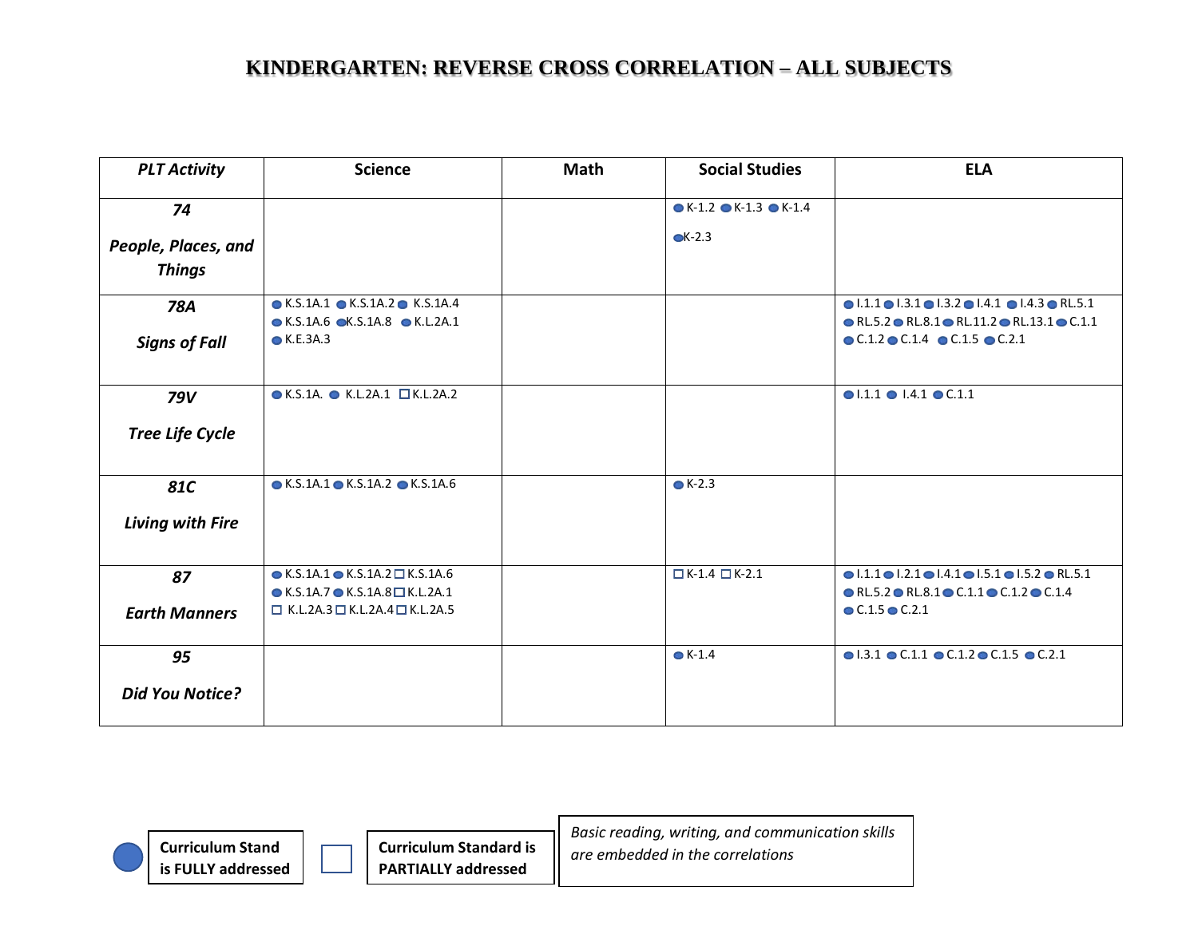# KINDERGARTEN: REVERSE CROSS CORRELATION – ALL SUBJECTS

| *PLT Activity* | Science | Math | Social Studies | ELA |
|---|---|---|---|---|
| ***74*** ***People, Places, and Things*** | | | ● K-1.2 ● K-1.3 ● K-1.4 ● K-2.3 | |
| ***78A*** ***Signs of Fall*** | ● K.S.1A.1 ● K.S.1A.2 ● K.S.1A.4 ● K.S.1A.6 ● K.S.1A.8 ● K.L.2A.1 ● K.E.3A.3 | | | ● I.1.1 ● I.3.1 ● I.3.2 ● I.4.1 ● I.4.3 ● RL.5.1 ● RL.5.2 ● RL.8.1 ● RL.11.2 ● RL.13.1 ● C.1.1 ● C.1.2 ● C.1.4 ● C.1.5 ● C.2.1 |
| ***79V*** ***Tree Life Cycle*** | ● K.S.1A. ● K.L.2A.1 □ K.L.2A.2 | | | ● I.1.1 ● I.4.1 ● C.1.1 |
| ***81C*** ***Living with Fire*** | ● K.S.1A.1 ● K.S.1A.2 ● K.S.1A.6 | | ● K-2.3 | |
| ***87*** ***Earth Manners*** | ● K.S.1A.1 ● K.S.1A.2 □ K.S.1A.6 ● K.S.1A.7 ● K.S.1A.8 □ K.L.2A.1 □ K.L.2A.3 □ K.L.2A.4 □ K.L.2A.5 | | □ K-1.4 □ K-2.1 | ● I.1.1 ● I.2.1 ● I.4.1 ● I.5.1 ● I.5.2 ● RL.5.1 ● RL.5.2 ● RL.8.1 ● C.1.1 ● C.1.2 ● C.1.4 ● C.1.5 ● C.2.1 |
| ***95*** ***Did You Notice?*** | | | ● K-1.4 | ● I.3.1 ● C.1.1 ● C.1.2 ● C.1.5 ● C.2.1 |

● **Curriculum Stand is FULLY addressed**

□ **Curriculum Standard is PARTIALLY addressed**

*Basic reading, writing, and communication skills are embedded in the correlations*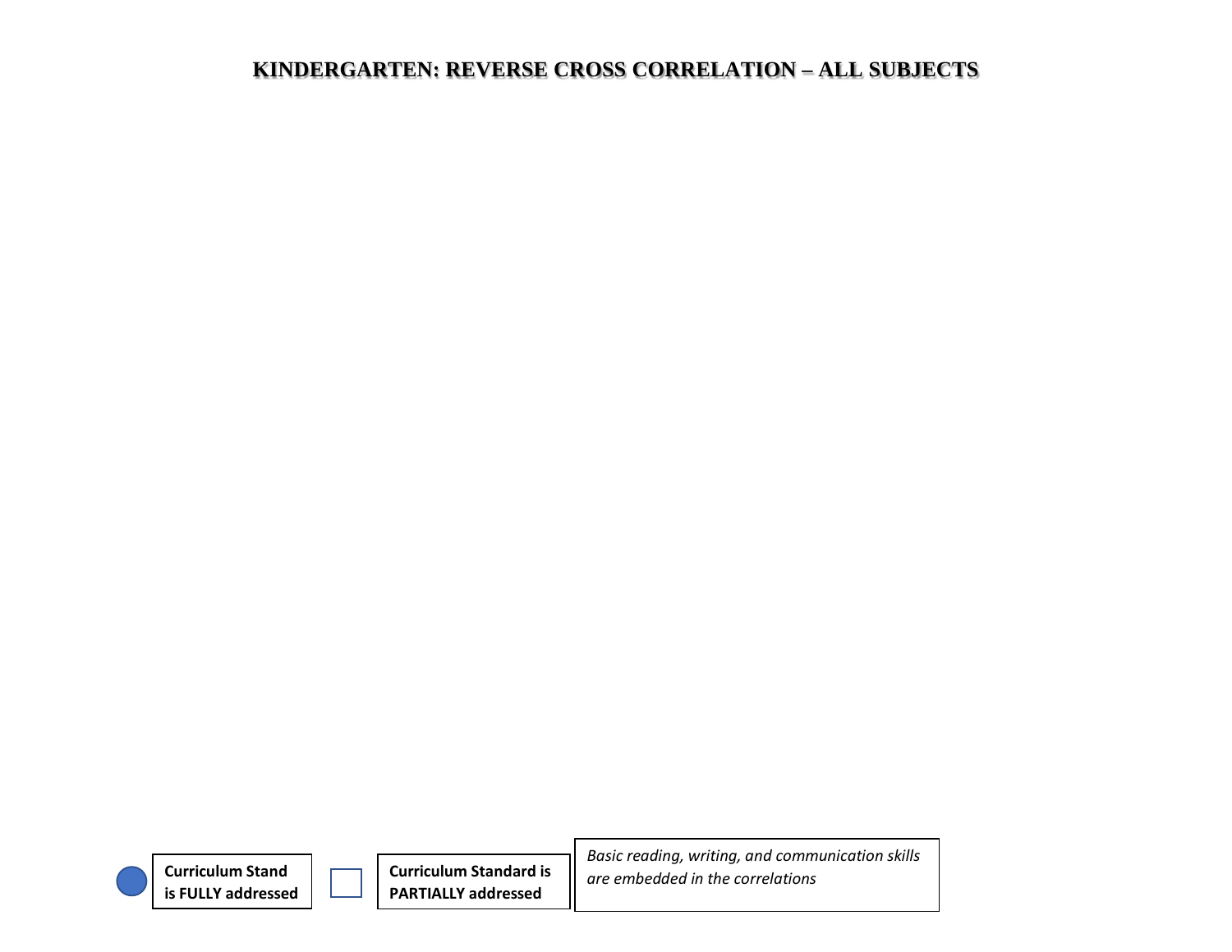# KINDERGARTEN: REVERSE CROSS CORRELATION – ALL SUBJECTS

| | | | | |
|---|---|---|---|---|
| ● | **Curriculum Stand is FULLY addressed** | □ | **Curriculum Standard is PARTIALLY addressed** | *Basic reading, writing, and communication skills are embedded in the correlations* |